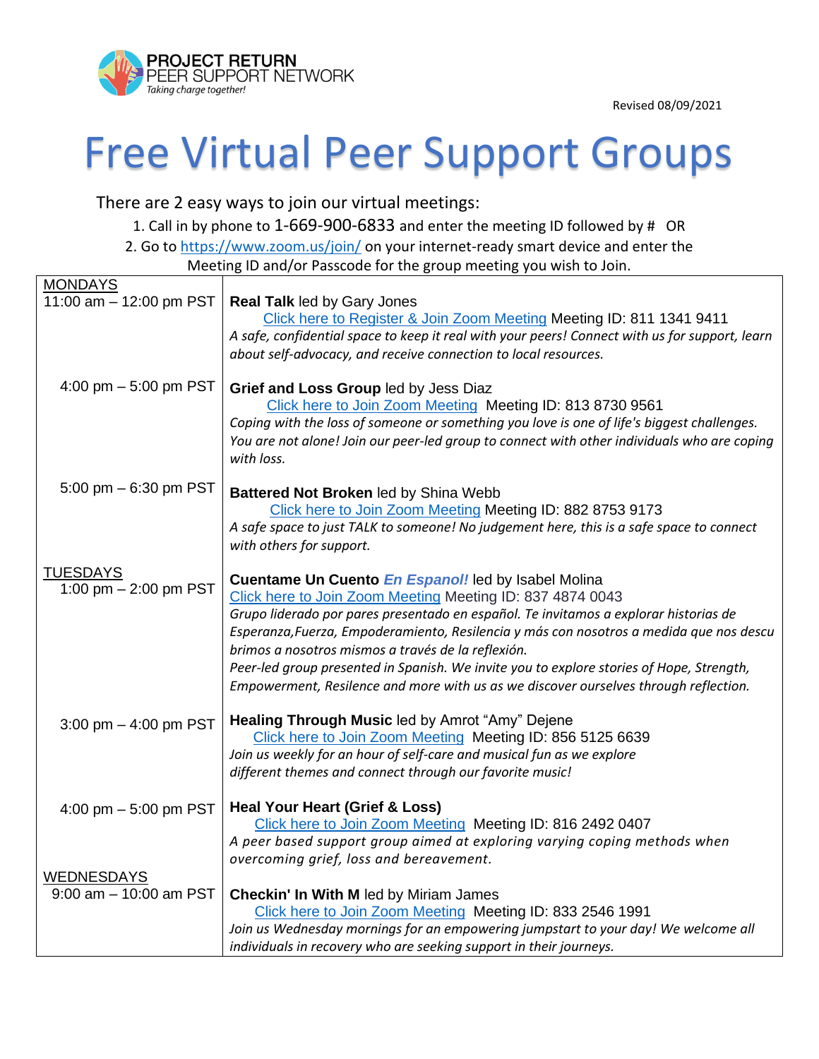PROJECT RETURN
PEER SUPPORT NETWORK
*Taking charge together!*

Revised 08/09/2021

# Free Virtual Peer Support Groups

There are 2 easy ways to join our virtual meetings:

1. Call in by phone to 1-669-900-6833 and enter the meeting ID followed by # OR
2. Go to https://www.zoom.us/join/ on your internet-ready smart device and enter the Meeting ID and/or Passcode for the group meeting you wish to Join.

| | |
|---|---|
| MONDAYS<br>11:00 am – 12:00 pm PST | **Real Talk** led by Gary Jones<br>Click here to Register & Join Zoom Meeting Meeting ID: 811 1341 9411<br>*A safe, confidential space to keep it real with your peers! Connect with us for support, learn about self-advocacy, and receive connection to local resources.* |
| 4:00 pm – 5:00 pm PST | **Grief and Loss Group** led by Jess Diaz<br>Click here to Join Zoom Meeting Meeting ID: 813 8730 9561<br>*Coping with the loss of someone or something you love is one of life's biggest challenges. You are not alone! Join our peer-led group to connect with other individuals who are coping with loss.* |
| 5:00 pm – 6:30 pm PST | **Battered Not Broken** led by Shina Webb<br>Click here to Join Zoom Meeting Meeting ID: 882 8753 9173<br>*A safe space to just TALK to someone! No judgement here, this is a safe space to connect with others for support.* |
| TUESDAYS<br>1:00 pm – 2:00 pm PST | **Cuentame Un Cuento** ***En Espanol!*** led by Isabel Molina<br>Click here to Join Zoom Meeting Meeting ID: 837 4874 0043<br>*Grupo liderado por pares presentado en español. Te invitamos a explorar historias de Esperanza,Fuerza, Empoderamiento, Resilencia y más con nosotros a medida que nos descu brimos a nosotros mismos a través de la reflexión.*<br>*Peer-led group presented in Spanish. We invite you to explore stories of Hope, Strength, Empowerment, Resilence and more with us as we discover ourselves through reflection.* |
| 3:00 pm – 4:00 pm PST | **Healing Through Music** led by Amrot "Amy" Dejene<br>Click here to Join Zoom Meeting Meeting ID: 856 5125 6639<br>*Join us weekly for an hour of self-care and musical fun as we explore different themes and connect through our favorite music!* |
| 4:00 pm – 5:00 pm PST | **Heal Your Heart (Grief & Loss)**<br>Click here to Join Zoom Meeting Meeting ID: 816 2492 0407<br>*A peer based support group aimed at exploring varying coping methods when overcoming grief, loss and bereavement.* |
| WEDNESDAYS<br>9:00 am – 10:00 am PST | **Checkin' In With M** led by Miriam James<br>Click here to Join Zoom Meeting Meeting ID: 833 2546 1991<br>*Join us Wednesday mornings for an empowering jumpstart to your day! We welcome all individuals in recovery who are seeking support in their journeys.* |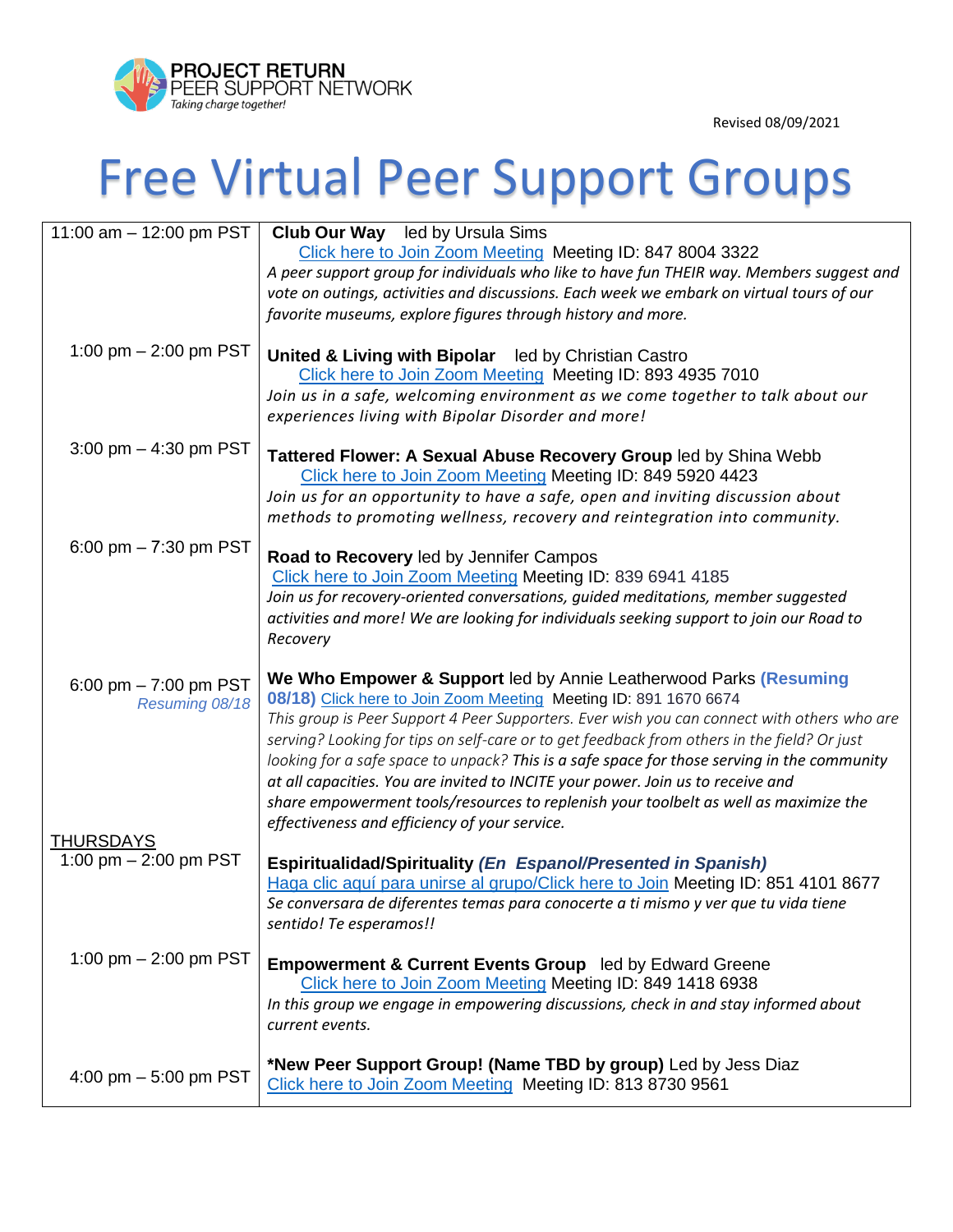PROJECT RETURN PEER SUPPORT NETWORK
*Taking charge together!*

Revised 08/09/2021

# Free Virtual Peer Support Groups

| | |
|---|---|
| 11:00 am – 12:00 pm PST | **Club Our Way** led by Ursula Sims<br>Click here to Join Zoom Meeting Meeting ID: 847 8004 3322<br>*A peer support group for individuals who like to have fun THEIR way. Members suggest and vote on outings, activities and discussions. Each week we embark on virtual tours of our favorite museums, explore figures through history and more.* |
| 1:00 pm – 2:00 pm PST | **United & Living with Bipolar** led by Christian Castro<br>Click here to Join Zoom Meeting Meeting ID: 893 4935 7010<br>*Join us in a safe, welcoming environment as we come together to talk about our experiences living with Bipolar Disorder and more!* |
| 3:00 pm – 4:30 pm PST | **Tattered Flower: A Sexual Abuse Recovery Group** led by Shina Webb<br>Click here to Join Zoom Meeting Meeting ID: 849 5920 4423<br>*Join us for an opportunity to have a safe, open and inviting discussion about methods to promoting wellness, recovery and reintegration into community.* |
| 6:00 pm – 7:30 pm PST | **Road to Recovery** led by Jennifer Campos<br>Click here to Join Zoom Meeting Meeting ID: 839 6941 4185<br>*Join us for recovery-oriented conversations, guided meditations, member suggested activities and more! We are looking for individuals seeking support to join our Road to Recovery* |
| 6:00 pm – 7:00 pm PST<br>*Resuming 08/18* | **We Who Empower & Support** led by Annie Leatherwood Parks **(Resuming 08/18)** Click here to Join Zoom Meeting Meeting ID: 891 1670 6674<br>*This group is Peer Support 4 Peer Supporters. Ever wish you can connect with others who are serving? Looking for tips on self-care or to get feedback from others in the field? Or just looking for a safe space to unpack? This is a safe space for those serving in the community at all capacities. You are invited to INCITE your power. Join us to receive and share empowerment tools/resources to replenish your toolbelt as well as maximize the effectiveness and efficiency of your service.* |
| THURSDAYS<br>1:00 pm – 2:00 pm PST | **Espiritualidad/Spirituality** ***(En Espanol/Presented in Spanish)***<br>Haga clic aquí para unirse al grupo/Click here to Join Meeting ID: 851 4101 8677<br>*Se conversara de diferentes temas para conocerte a ti mismo y ver que tu vida tiene sentido! Te esperamos!!* |
| 1:00 pm – 2:00 pm PST | **Empowerment & Current Events Group** led by Edward Greene<br>Click here to Join Zoom Meeting Meeting ID: 849 1418 6938<br>*In this group we engage in empowering discussions, check in and stay informed about current events.* |
| 4:00 pm – 5:00 pm PST | ***New Peer Support Group! (Name TBD by group)** Led by Jess Diaz<br>Click here to Join Zoom Meeting Meeting ID: 813 8730 9561 |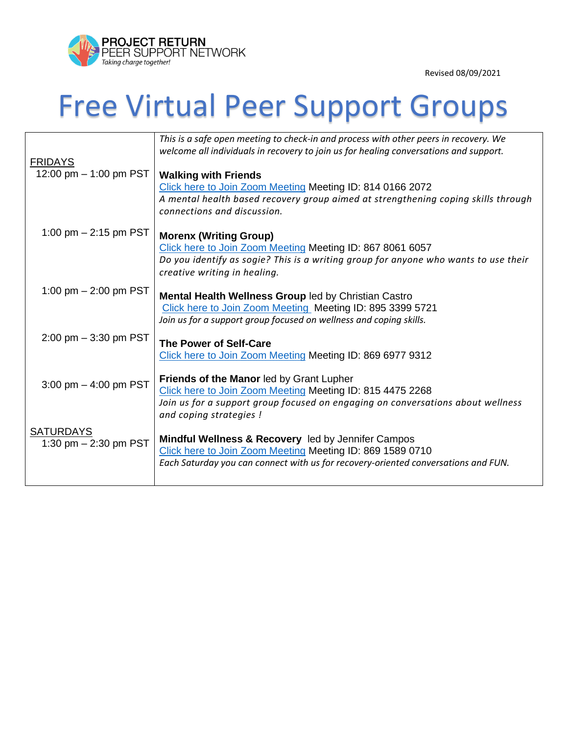PROJECT RETURN
PEER SUPPORT NETWORK
*Taking charge together!*

Revised 08/09/2021

# Free Virtual Peer Support Groups

| | |
|---|---|
| FRIDAYS<br>12:00 pm – 1:00 pm PST | *This is a safe open meeting to check-in and process with other peers in recovery. We welcome all individuals in recovery to join us for healing conversations and support.*<br><br>**Walking with Friends**<br>Click here to Join Zoom Meeting Meeting ID: 814 0166 2072<br>*A mental health based recovery group aimed at strengthening coping skills through connections and discussion.* |
| 1:00 pm – 2:15 pm PST | **Morenx (Writing Group)**<br>Click here to Join Zoom Meeting Meeting ID: 867 8061 6057<br>*Do you identify as sogie? This is a writing group for anyone who wants to use their creative writing in healing.* |
| 1:00 pm – 2:00 pm PST | **Mental Health Wellness Group** led by Christian Castro<br>Click here to Join Zoom Meeting Meeting ID: 895 3399 5721<br>*Join us for a support group focused on wellness and coping skills.* |
| 2:00 pm – 3:30 pm PST | **The Power of Self-Care**<br>Click here to Join Zoom Meeting Meeting ID: 869 6977 9312 |
| 3:00 pm – 4:00 pm PST | **Friends of the Manor** led by Grant Lupher<br>Click here to Join Zoom Meeting Meeting ID: 815 4475 2268<br>*Join us for a support group focused on engaging on conversations about wellness and coping strategies !* |
| SATURDAYS<br>1:30 pm – 2:30 pm PST | **Mindful Wellness & Recovery** led by Jennifer Campos<br>Click here to Join Zoom Meeting Meeting ID: 869 1589 0710<br>*Each Saturday you can connect with us for recovery-oriented conversations and FUN.* |